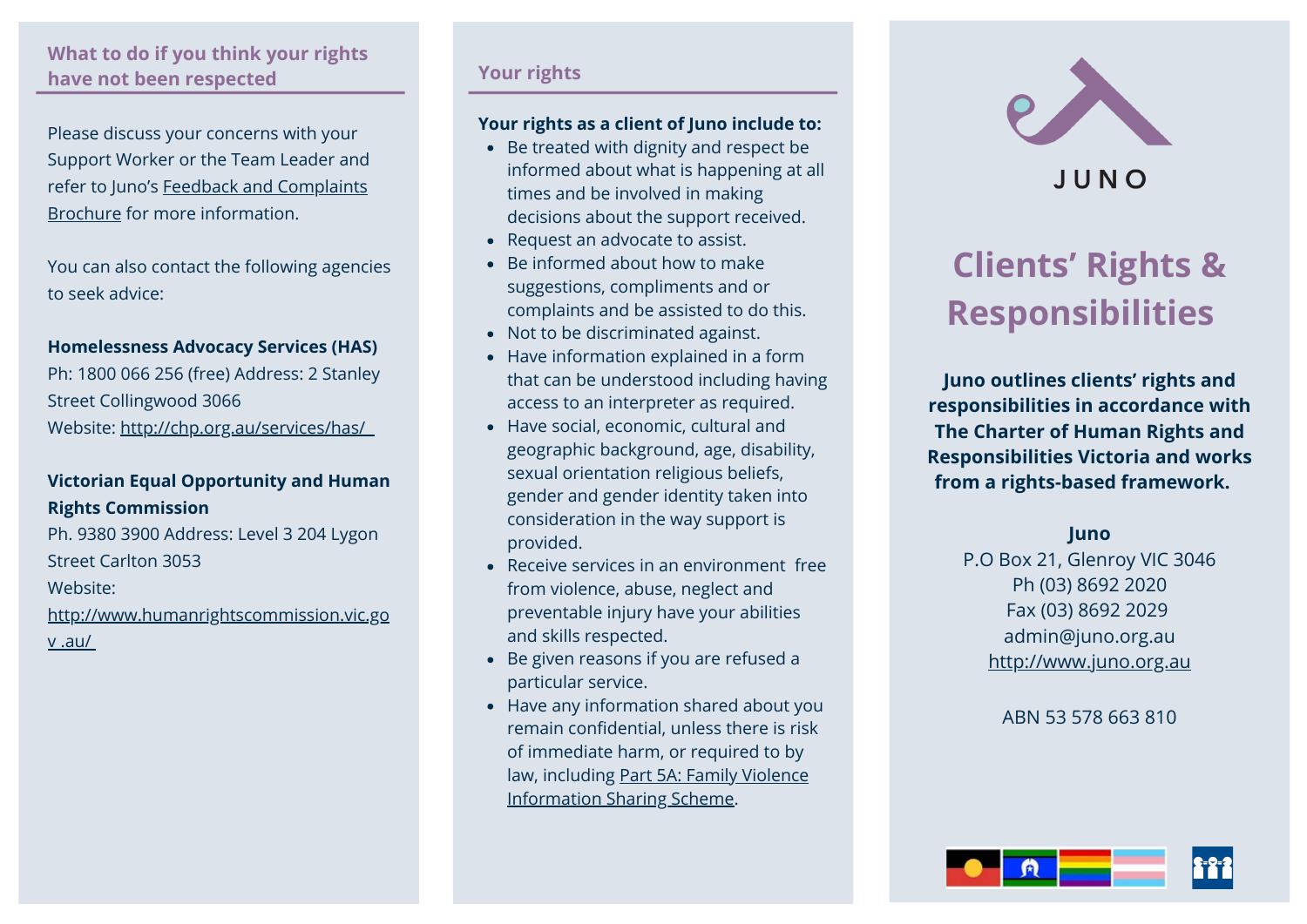## What to do if you think your rights have not been respected

Please discuss your concerns with your Support Worker or the Team Leader and refer to Juno's Feedback and Complaints Brochure for more information.

You can also contact the following agencies to seek advice:

**Homelessness Advocacy Services (HAS)**
Ph: 1800 066 256 (free) Address: 2 Stanley Street Collingwood 3066
Website: http://chp.org.au/services/has/

**Victorian Equal Opportunity and Human Rights Commission**
Ph. 9380 3900 Address: Level 3 204 Lygon Street Carlton 3053
Website: http://www.humanrightscommission.vic.gov.au/

## Your rights

**Your rights as a client of Juno include to:**

- Be treated with dignity and respect be informed about what is happening at all times and be involved in making decisions about the support received.
- Request an advocate to assist.
- Be informed about how to make suggestions, compliments and or complaints and be assisted to do this.
- Not to be discriminated against.
- Have information explained in a form that can be understood including having access to an interpreter as required.
- Have social, economic, cultural and geographic background, age, disability, sexual orientation religious beliefs, gender and gender identity taken into consideration in the way support is provided.
- Receive services in an environment free from violence, abuse, neglect and preventable injury have your abilities and skills respected.
- Be given reasons if you are refused a particular service.
- Have any information shared about you remain confidential, unless there is risk of immediate harm, or required to by law, including Part 5A: Family Violence Information Sharing Scheme.

JUNO

# Clients' Rights & Responsibilities

**Juno outlines clients' rights and responsibilities in accordance with The Charter of Human Rights and Responsibilities Victoria and works from a rights-based framework.**

**Juno**
P.O Box 21, Glenroy VIC 3046
Ph (03) 8692 2020
Fax (03) 8692 2029
admin@juno.org.au
http://www.juno.org.au

ABN 53 578 663 810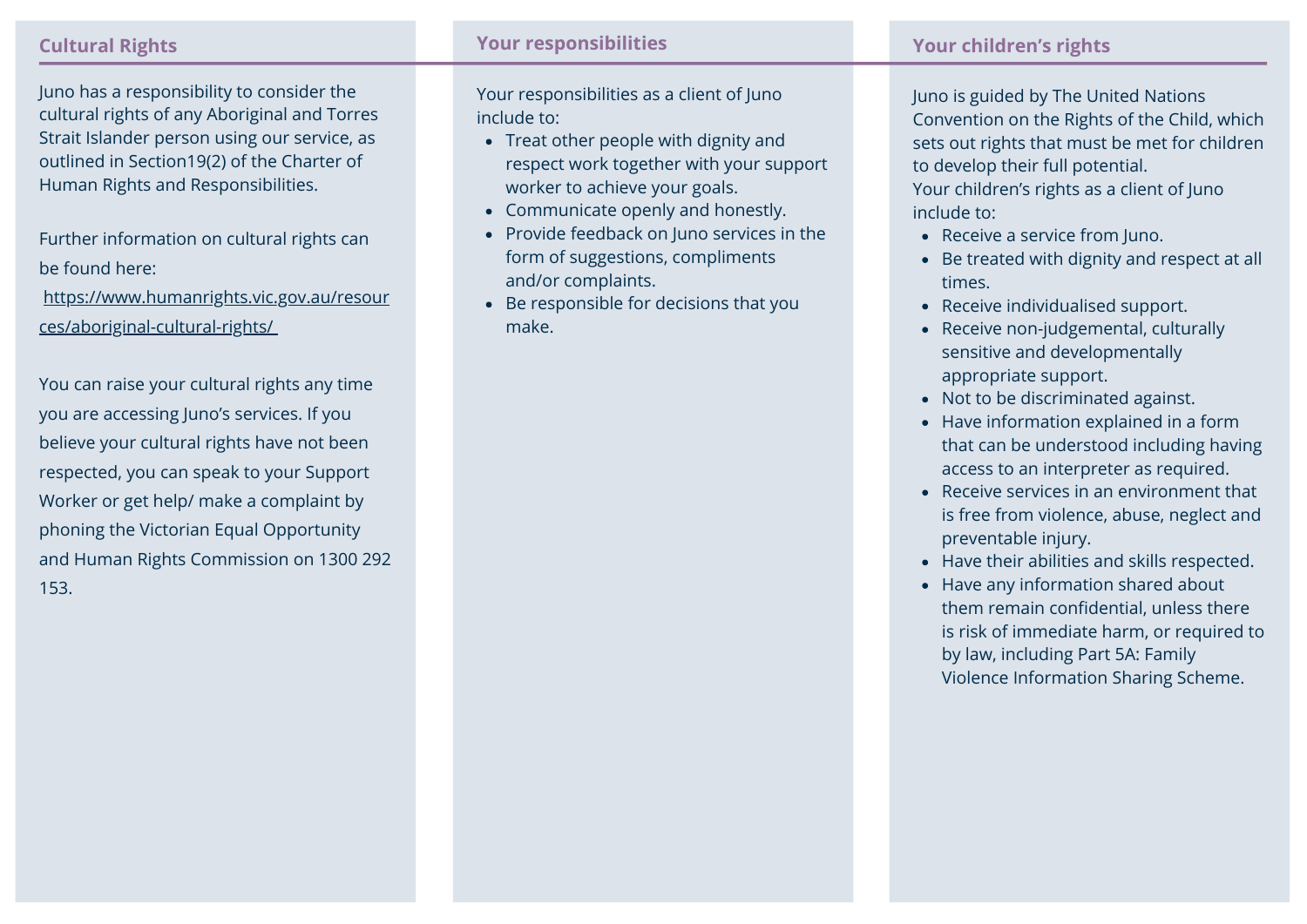## Cultural Rights

Juno has a responsibility to consider the cultural rights of any Aboriginal and Torres Strait Islander person using our service, as outlined in Section19(2) of the Charter of Human Rights and Responsibilities.

Further information on cultural rights can be found here:

https://www.humanrights.vic.gov.au/resources/aboriginal-cultural-rights/

You can raise your cultural rights any time you are accessing Juno's services. If you believe your cultural rights have not been respected, you can speak to your Support Worker or get help/ make a complaint by phoning the Victorian Equal Opportunity and Human Rights Commission on 1300 292 153.

## Your responsibilities

Your responsibilities as a client of Juno include to:

- Treat other people with dignity and respect work together with your support worker to achieve your goals.
- Communicate openly and honestly.
- Provide feedback on Juno services in the form of suggestions, compliments and/or complaints.
- Be responsible for decisions that you make.

## Your children's rights

Juno is guided by The United Nations Convention on the Rights of the Child, which sets out rights that must be met for children to develop their full potential.

Your children's rights as a client of Juno include to:

- Receive a service from Juno.
- Be treated with dignity and respect at all times.
- Receive individualised support.
- Receive non-judgemental, culturally sensitive and developmentally appropriate support.
- Not to be discriminated against.
- Have information explained in a form that can be understood including having access to an interpreter as required.
- Receive services in an environment that is free from violence, abuse, neglect and preventable injury.
- Have their abilities and skills respected.
- Have any information shared about them remain confidential, unless there is risk of immediate harm, or required to by law, including Part 5A: Family Violence Information Sharing Scheme.